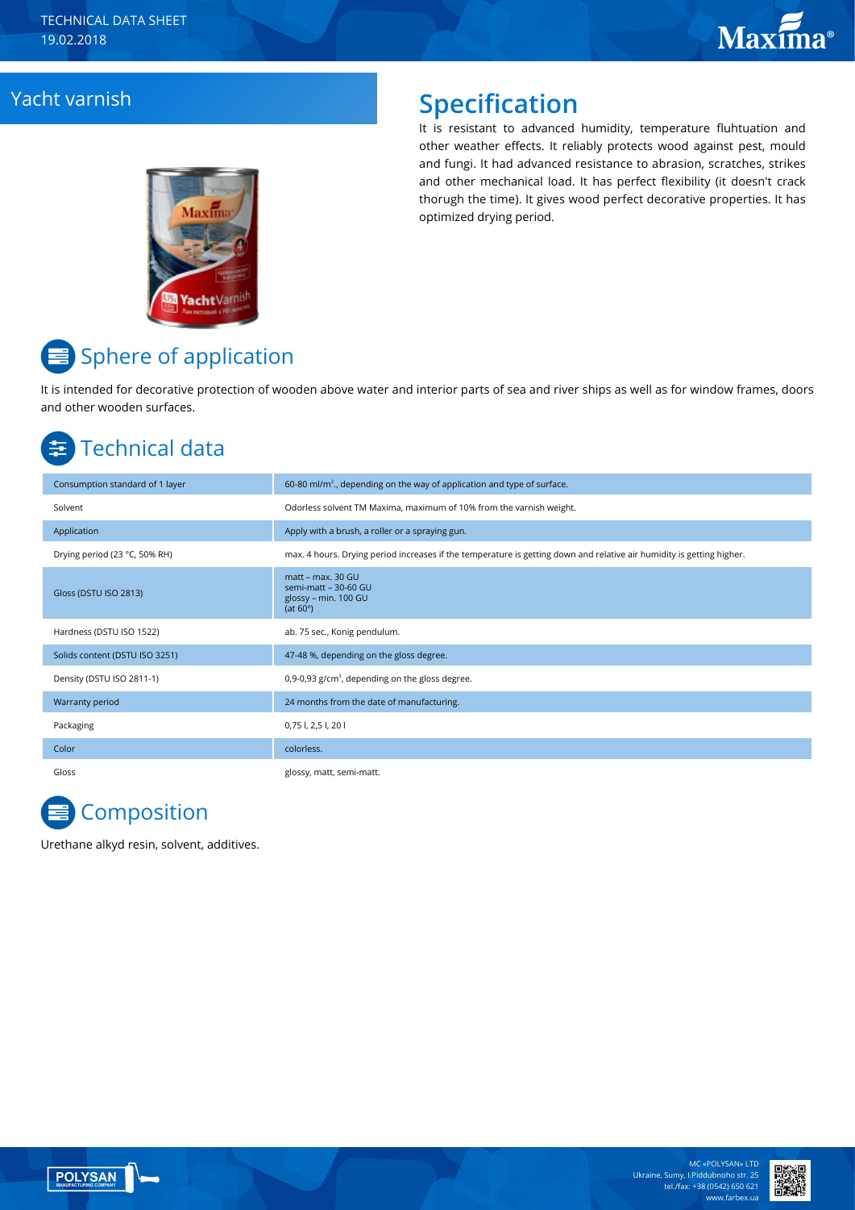TECHNICAL DATA SHEET
19.02.2018

# Yacht varnish

## Specification

It is resistant to advanced humidity, temperature fluhtuation and other weather effects. It reliably protects wood against pest, mould and fungi. It had advanced resistance to abrasion, scratches, strikes and other mechanical load. It has perfect flexibility (it doesn't crack thorugh the time). It gives wood perfect decorative properties. It has optimized drying period.

## Sphere of application

It is intended for decorative protection of wooden above water and interior parts of sea and river ships as well as for window frames, doors and other wooden surfaces.

## Technical data

| | |
|---|---|
| Consumption standard of 1 layer | 60-80 ml/m$^2$., depending on the way of application and type of surface. |
| Solvent | Odorless solvent TM Maxima, maximum of 10% from the varnish weight. |
| Application | Apply with a brush, a roller or a spraying gun. |
| Drying period (23 °C, 50% RH) | max. 4 hours. Drying period increases if the temperature is getting down and relative air humidity is getting higher. |
| Gloss (DSTU ISO 2813) | matt – max. 30 GU<br>semi-matt – 30-60 GU<br>glossy – min. 100 GU<br>(at 60º) |
| Hardness (DSTU ISO 1522) | ab. 75 sec., Konig pendulum. |
| Solids content (DSTU ISO 3251) | 47-48 %, depending on the gloss degree. |
| Density (DSTU ISO 2811-1) | 0,9-0,93 g/cm$^3$, depending on the gloss degree. |
| Warranty period | 24 months from the date of manufacturing. |
| Packaging | 0,75 l, 2,5 l, 20 l |
| Color | colorless. |
| Gloss | glossy, matt, semi-matt. |

## Composition

Urethane alkyd resin, solvent, additives.

MC «POLYSAN» LTD
Ukraine, Sumy, I.Piddubnoho str. 25
tel./fax: +38 (0542) 650 621
www.farbex.ua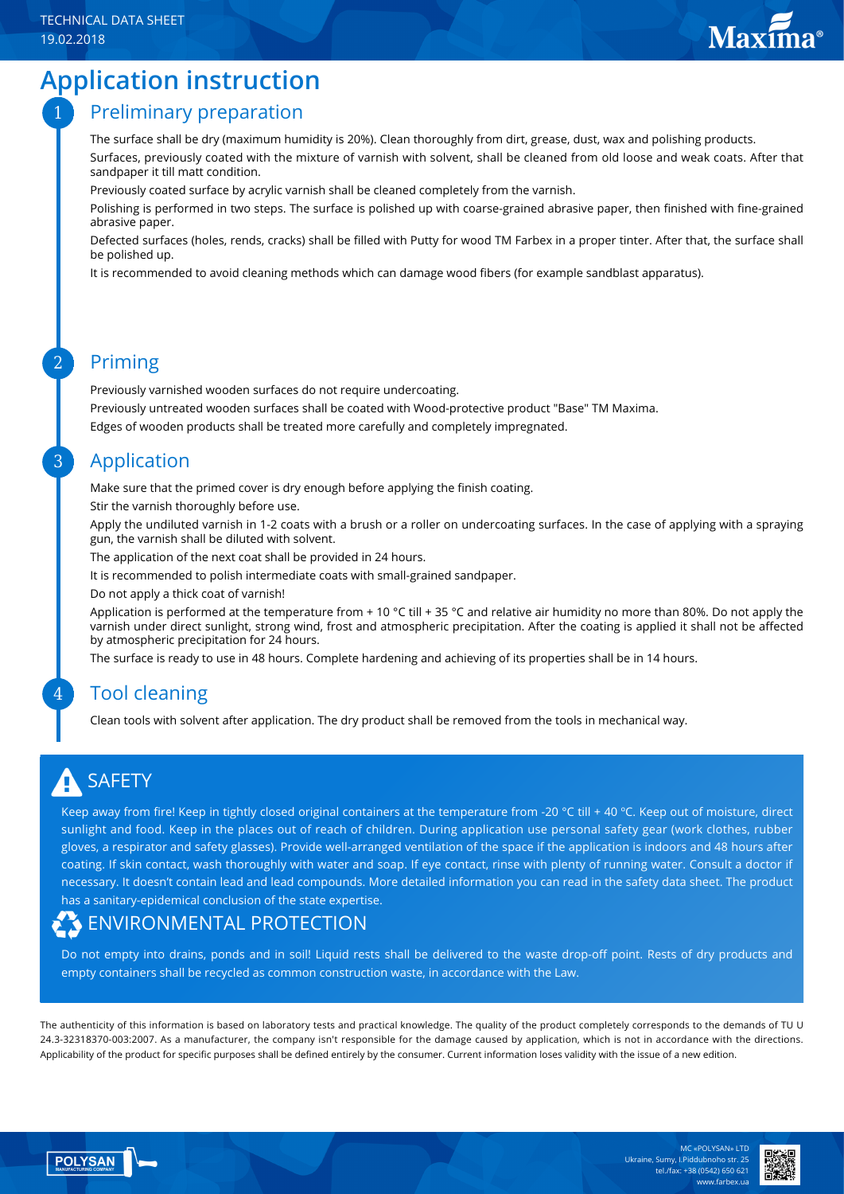# Application instruction

## 1 Preliminary preparation

The surface shall be dry (maximum humidity is 20%). Clean thoroughly from dirt, grease, dust, wax and polishing products.

Surfaces, previously coated with the mixture of varnish with solvent, shall be cleaned from old loose and weak coats. After that sandpaper it till matt condition.

Previously coated surface by acrylic varnish shall be cleaned completely from the varnish.

Polishing is performed in two steps. The surface is polished up with coarse-grained abrasive paper, then finished with fine-grained abrasive paper.

Defected surfaces (holes, rends, cracks) shall be filled with Putty for wood TM Farbex in a proper tinter. After that, the surface shall be polished up.

It is recommended to avoid cleaning methods which can damage wood fibers (for example sandblast apparatus).

## 2 Priming

Previously varnished wooden surfaces do not require undercoating.

Previously untreated wooden surfaces shall be coated with Wood-protective product "Base" TM Maxima.

Edges of wooden products shall be treated more carefully and completely impregnated.

## 3 Application

Make sure that the primed cover is dry enough before applying the finish coating.

Stir the varnish thoroughly before use.

Apply the undiluted varnish in 1-2 coats with a brush or a roller on undercoating surfaces. In the case of applying with a spraying gun, the varnish shall be diluted with solvent.

The application of the next coat shall be provided in 24 hours.

It is recommended to polish intermediate coats with small-grained sandpaper.

Do not apply a thick coat of varnish!

Application is performed at the temperature from + 10 °C till + 35 °C and relative air humidity no more than 80%. Do not apply the varnish under direct sunlight, strong wind, frost and atmospheric precipitation. After the coating is applied it shall not be affected by atmospheric precipitation for 24 hours.

The surface is ready to use in 48 hours. Complete hardening and achieving of its properties shall be in 14 hours.

## 4 Tool cleaning

Clean tools with solvent after application. The dry product shall be removed from the tools in mechanical way.

## SAFETY

Keep away from fire! Keep in tightly closed original containers at the temperature from -20 °C till + 40 °C. Keep out of moisture, direct sunlight and food. Keep in the places out of reach of children. During application use personal safety gear (work clothes, rubber gloves, a respirator and safety glasses). Provide well-arranged ventilation of the space if the application is indoors and 48 hours after coating. If skin contact, wash thoroughly with water and soap. If eye contact, rinse with plenty of running water. Consult a doctor if necessary. It doesn't contain lead and lead compounds. More detailed information you can read in the safety data sheet. The product has a sanitary-epidemical conclusion of the state expertise.

## ENVIRONMENTAL PROTECTION

Do not empty into drains, ponds and in soil! Liquid rests shall be delivered to the waste drop-off point. Rests of dry products and empty containers shall be recycled as common construction waste, in accordance with the Law.

The authenticity of this information is based on laboratory tests and practical knowledge. The quality of the product completely corresponds to the demands of TU U 24.3-32318370-003:2007. As a manufacturer, the company isn't responsible for the damage caused by application, which is not in accordance with the directions. Applicability of the product for specific purposes shall be defined entirely by the consumer. Current information loses validity with the issue of a new edition.

MC «POLYSAN» LTD
Ukraine, Sumy, I.Piddubnoho str. 25
tel./fax: +38 (0542) 650 621
www.farbex.ua